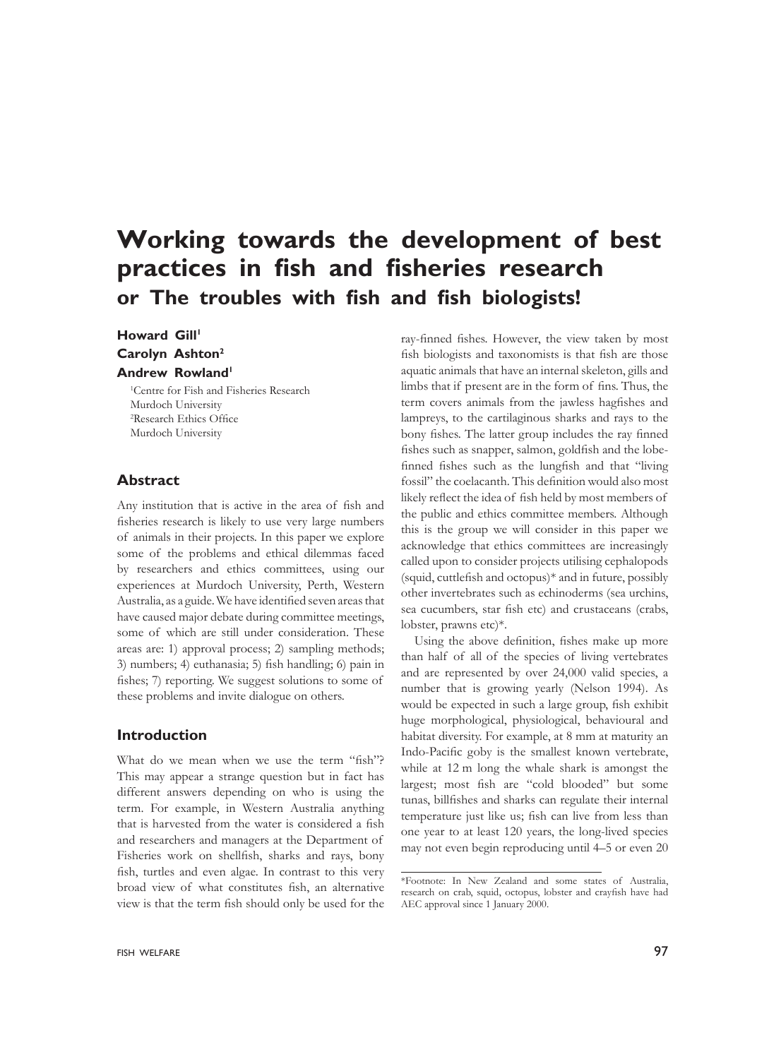# Working towards the development of best practices in fish and fisheries research

## or The troubles with fish and fish biologists!

**Howard Gill[1]**
**Carolyn Ashton[2]**
**Andrew Rowland[1]**

[1]Centre for Fish and Fisheries Research
Murdoch University
[2]Research Ethics Office
Murdoch University

## Abstract

Any institution that is active in the area of fish and fisheries research is likely to use very large numbers of animals in their projects. In this paper we explore some of the problems and ethical dilemmas faced by researchers and ethics committees, using our experiences at Murdoch University, Perth, Western Australia, as a guide. We have identified seven areas that have caused major debate during committee meetings, some of which are still under consideration. These areas are: 1) approval process; 2) sampling methods; 3) numbers; 4) euthanasia; 5) fish handling; 6) pain in fishes; 7) reporting. We suggest solutions to some of these problems and invite dialogue on others.

## Introduction

What do we mean when we use the term "fish"? This may appear a strange question but in fact has different answers depending on who is using the term. For example, in Western Australia anything that is harvested from the water is considered a fish and researchers and managers at the Department of Fisheries work on shellfish, sharks and rays, bony fish, turtles and even algae. In contrast to this very broad view of what constitutes fish, an alternative view is that the term fish should only be used for the ray-finned fishes. However, the view taken by most fish biologists and taxonomists is that fish are those aquatic animals that have an internal skeleton, gills and limbs that if present are in the form of fins. Thus, the term covers animals from the jawless hagfishes and lampreys, to the cartilaginous sharks and rays to the bony fishes. The latter group includes the ray finned fishes such as snapper, salmon, goldfish and the lobe-finned fishes such as the lungfish and that "living fossil" the coelacanth. This definition would also most likely reflect the idea of fish held by most members of the public and ethics committee members. Although this is the group we will consider in this paper we acknowledge that ethics committees are increasingly called upon to consider projects utilising cephalopods (squid, cuttlefish and octopus)* and in future, possibly other invertebrates such as echinoderms (sea urchins, sea cucumbers, star fish etc) and crustaceans (crabs, lobster, prawns etc)*.

Using the above definition, fishes make up more than half of all of the species of living vertebrates and are represented by over 24,000 valid species, a number that is growing yearly (Nelson 1994). As would be expected in such a large group, fish exhibit huge morphological, physiological, behavioural and habitat diversity. For example, at 8 mm at maturity an Indo-Pacific goby is the smallest known vertebrate, while at 12 m long the whale shark is amongst the largest; most fish are "cold blooded" but some tunas, billfishes and sharks can regulate their internal temperature just like us; fish can live from less than one year to at least 120 years, the long-lived species may not even begin reproducing until 4–5 or even 20

*Footnote: In New Zealand and some states of Australia, research on crab, squid, octopus, lobster and crayfish have had AEC approval since 1 January 2000.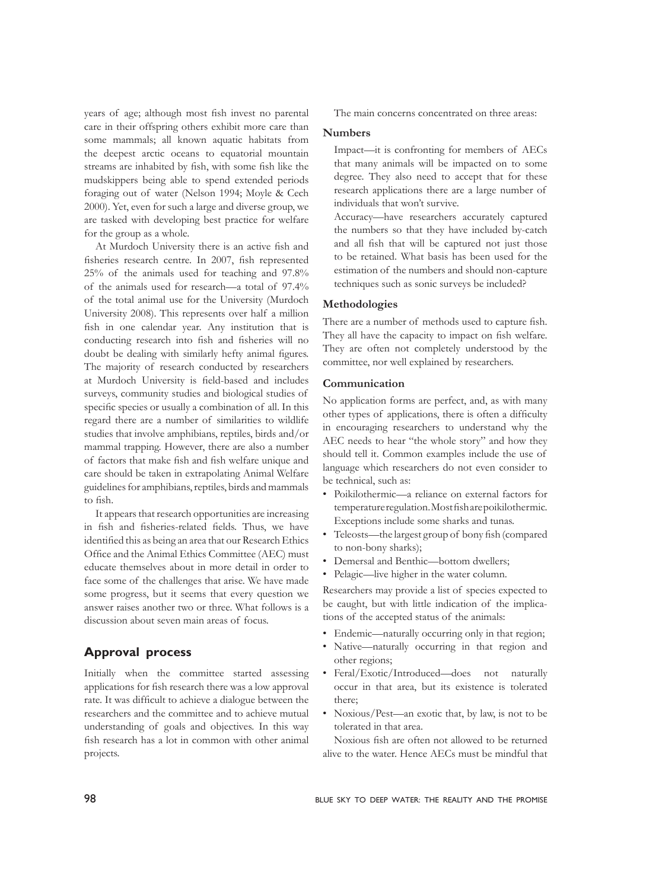years of age; although most fish invest no parental care in their offspring others exhibit more care than some mammals; all known aquatic habitats from the deepest arctic oceans to equatorial mountain streams are inhabited by fish, with some fish like the mudskippers being able to spend extended periods foraging out of water (Nelson 1994; Moyle & Cech 2000). Yet, even for such a large and diverse group, we are tasked with developing best practice for welfare for the group as a whole.

At Murdoch University there is an active fish and fisheries research centre. In 2007, fish represented 25% of the animals used for teaching and 97.8% of the animals used for research—a total of 97.4% of the total animal use for the University (Murdoch University 2008). This represents over half a million fish in one calendar year. Any institution that is conducting research into fish and fisheries will no doubt be dealing with similarly hefty animal figures. The majority of research conducted by researchers at Murdoch University is field-based and includes surveys, community studies and biological studies of specific species or usually a combination of all. In this regard there are a number of similarities to wildlife studies that involve amphibians, reptiles, birds and/or mammal trapping. However, there are also a number of factors that make fish and fish welfare unique and care should be taken in extrapolating Animal Welfare guidelines for amphibians, reptiles, birds and mammals to fish.

It appears that research opportunities are increasing in fish and fisheries-related fields. Thus, we have identified this as being an area that our Research Ethics Office and the Animal Ethics Committee (AEC) must educate themselves about in more detail in order to face some of the challenges that arise. We have made some progress, but it seems that every question we answer raises another two or three. What follows is a discussion about seven main areas of focus.

## Approval process

Initially when the committee started assessing applications for fish research there was a low approval rate. It was difficult to achieve a dialogue between the researchers and the committee and to achieve mutual understanding of goals and objectives. In this way fish research has a lot in common with other animal projects.

The main concerns concentrated on three areas:

### Numbers

Impact—it is confronting for members of AECs that many animals will be impacted on to some degree. They also need to accept that for these research applications there are a large number of individuals that won't survive.

Accuracy—have researchers accurately captured the numbers so that they have included by-catch and all fish that will be captured not just those to be retained. What basis has been used for the estimation of the numbers and should non-capture techniques such as sonic surveys be included?

### Methodologies

There are a number of methods used to capture fish. They all have the capacity to impact on fish welfare. They are often not completely understood by the committee, nor well explained by researchers.

### Communication

No application forms are perfect, and, as with many other types of applications, there is often a difficulty in encouraging researchers to understand why the AEC needs to hear "the whole story" and how they should tell it. Common examples include the use of language which researchers do not even consider to be technical, such as:

- Poikilothermic—a reliance on external factors for temperature regulation. Most fish are poikilothermic. Exceptions include some sharks and tunas.
- Teleosts—the largest group of bony fish (compared to non-bony sharks);
- Demersal and Benthic—bottom dwellers;
- Pelagic—live higher in the water column.

Researchers may provide a list of species expected to be caught, but with little indication of the implications of the accepted status of the animals:

- Endemic—naturally occurring only in that region;
- Native—naturally occurring in that region and other regions;
- Feral/Exotic/Introduced—does not naturally occur in that area, but its existence is tolerated there;
- Noxious/Pest—an exotic that, by law, is not to be tolerated in that area.

Noxious fish are often not allowed to be returned alive to the water. Hence AECs must be mindful that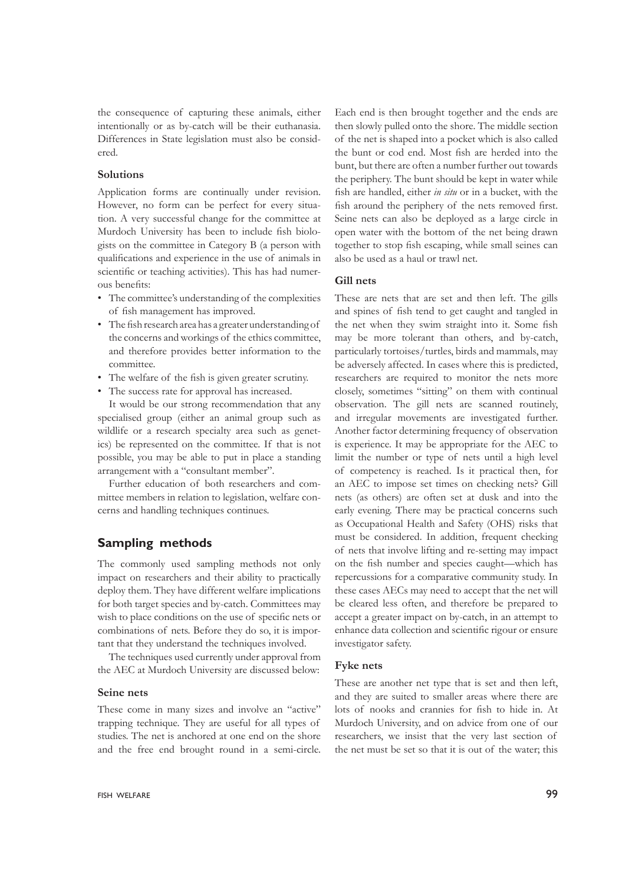the consequence of capturing these animals, either intentionally or as by-catch will be their euthanasia. Differences in State legislation must also be considered.

### Solutions

Application forms are continually under revision. However, no form can be perfect for every situation. A very successful change for the committee at Murdoch University has been to include fish biologists on the committee in Category B (a person with qualifications and experience in the use of animals in scientific or teaching activities). This has had numerous benefits:

- The committee's understanding of the complexities of fish management has improved.
- The fish research area has a greater understanding of the concerns and workings of the ethics committee, and therefore provides better information to the committee.
- The welfare of the fish is given greater scrutiny.
- The success rate for approval has increased.

It would be our strong recommendation that any specialised group (either an animal group such as wildlife or a research specialty area such as genetics) be represented on the committee. If that is not possible, you may be able to put in place a standing arrangement with a "consultant member".

Further education of both researchers and committee members in relation to legislation, welfare concerns and handling techniques continues.

## Sampling methods

The commonly used sampling methods not only impact on researchers and their ability to practically deploy them. They have different welfare implications for both target species and by-catch. Committees may wish to place conditions on the use of specific nets or combinations of nets. Before they do so, it is important that they understand the techniques involved.

The techniques used currently under approval from the AEC at Murdoch University are discussed below:

### Seine nets

These come in many sizes and involve an "active" trapping technique. They are useful for all types of studies. The net is anchored at one end on the shore and the free end brought round in a semi-circle. Each end is then brought together and the ends are then slowly pulled onto the shore. The middle section of the net is shaped into a pocket which is also called the bunt or cod end. Most fish are herded into the bunt, but there are often a number further out towards the periphery. The bunt should be kept in water while fish are handled, either *in situ* or in a bucket, with the fish around the periphery of the nets removed first. Seine nets can also be deployed as a large circle in open water with the bottom of the net being drawn together to stop fish escaping, while small seines can also be used as a haul or trawl net.

### Gill nets

These are nets that are set and then left. The gills and spines of fish tend to get caught and tangled in the net when they swim straight into it. Some fish may be more tolerant than others, and by-catch, particularly tortoises/turtles, birds and mammals, may be adversely affected. In cases where this is predicted, researchers are required to monitor the nets more closely, sometimes "sitting" on them with continual observation. The gill nets are scanned routinely, and irregular movements are investigated further. Another factor determining frequency of observation is experience. It may be appropriate for the AEC to limit the number or type of nets until a high level of competency is reached. Is it practical then, for an AEC to impose set times on checking nets? Gill nets (as others) are often set at dusk and into the early evening. There may be practical concerns such as Occupational Health and Safety (OHS) risks that must be considered. In addition, frequent checking of nets that involve lifting and re-setting may impact on the fish number and species caught—which has repercussions for a comparative community study. In these cases AECs may need to accept that the net will be cleared less often, and therefore be prepared to accept a greater impact on by-catch, in an attempt to enhance data collection and scientific rigour or ensure investigator safety.

### Fyke nets

These are another net type that is set and then left, and they are suited to smaller areas where there are lots of nooks and crannies for fish to hide in. At Murdoch University, and on advice from one of our researchers, we insist that the very last section of the net must be set so that it is out of the water; this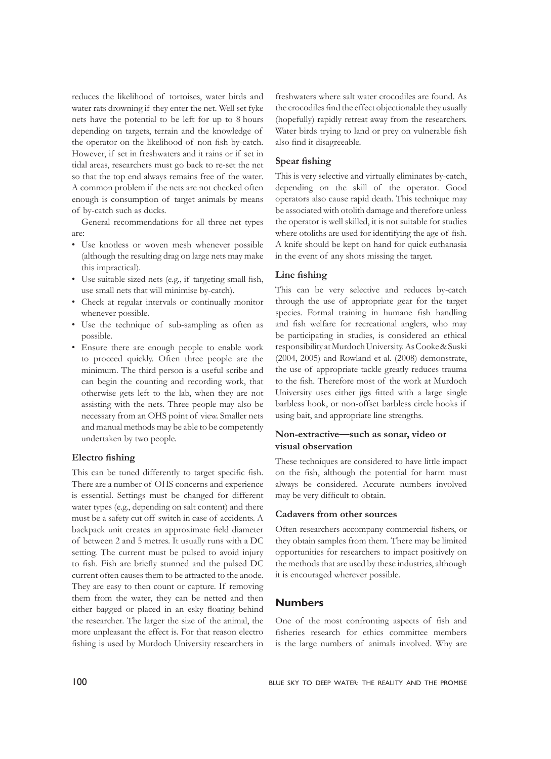reduces the likelihood of tortoises, water birds and water rats drowning if they enter the net. Well set fyke nets have the potential to be left for up to 8 hours depending on targets, terrain and the knowledge of the operator on the likelihood of non fish by-catch. However, if set in freshwaters and it rains or if set in tidal areas, researchers must go back to re-set the net so that the top end always remains free of the water. A common problem if the nets are not checked often enough is consumption of target animals by means of by-catch such as ducks.

General recommendations for all three net types are:

- Use knotless or woven mesh whenever possible (although the resulting drag on large nets may make this impractical).
- Use suitable sized nets (e.g., if targeting small fish, use small nets that will minimise by-catch).
- Check at regular intervals or continually monitor whenever possible.
- Use the technique of sub-sampling as often as possible.
- Ensure there are enough people to enable work to proceed quickly. Often three people are the minimum. The third person is a useful scribe and can begin the counting and recording work, that otherwise gets left to the lab, when they are not assisting with the nets. Three people may also be necessary from an OHS point of view. Smaller nets and manual methods may be able to be competently undertaken by two people.

### Electro fishing

This can be tuned differently to target specific fish. There are a number of OHS concerns and experience is essential. Settings must be changed for different water types (e.g., depending on salt content) and there must be a safety cut off switch in case of accidents. A backpack unit creates an approximate field diameter of between 2 and 5 metres. It usually runs with a DC setting. The current must be pulsed to avoid injury to fish. Fish are briefly stunned and the pulsed DC current often causes them to be attracted to the anode. They are easy to then count or capture. If removing them from the water, they can be netted and then either bagged or placed in an esky floating behind the researcher. The larger the size of the animal, the more unpleasant the effect is. For that reason electro fishing is used by Murdoch University researchers in freshwaters where salt water crocodiles are found. As the crocodiles find the effect objectionable they usually (hopefully) rapidly retreat away from the researchers. Water birds trying to land or prey on vulnerable fish also find it disagreeable.

### Spear fishing

This is very selective and virtually eliminates by-catch, depending on the skill of the operator. Good operators also cause rapid death. This technique may be associated with otolith damage and therefore unless the operator is well skilled, it is not suitable for studies where otoliths are used for identifying the age of fish. A knife should be kept on hand for quick euthanasia in the event of any shots missing the target.

### Line fishing

This can be very selective and reduces by-catch through the use of appropriate gear for the target species. Formal training in humane fish handling and fish welfare for recreational anglers, who may be participating in studies, is considered an ethical responsibility at Murdoch University. As Cooke & Suski (2004, 2005) and Rowland et al. (2008) demonstrate, the use of appropriate tackle greatly reduces trauma to the fish. Therefore most of the work at Murdoch University uses either jigs fitted with a large single barbless hook, or non-offset barbless circle hooks if using bait, and appropriate line strengths.

### Non-extractive—such as sonar, video or visual observation

These techniques are considered to have little impact on the fish, although the potential for harm must always be considered. Accurate numbers involved may be very difficult to obtain.

### Cadavers from other sources

Often researchers accompany commercial fishers, or they obtain samples from them. There may be limited opportunities for researchers to impact positively on the methods that are used by these industries, although it is encouraged wherever possible.

## Numbers

One of the most confronting aspects of fish and fisheries research for ethics committee members is the large numbers of animals involved. Why are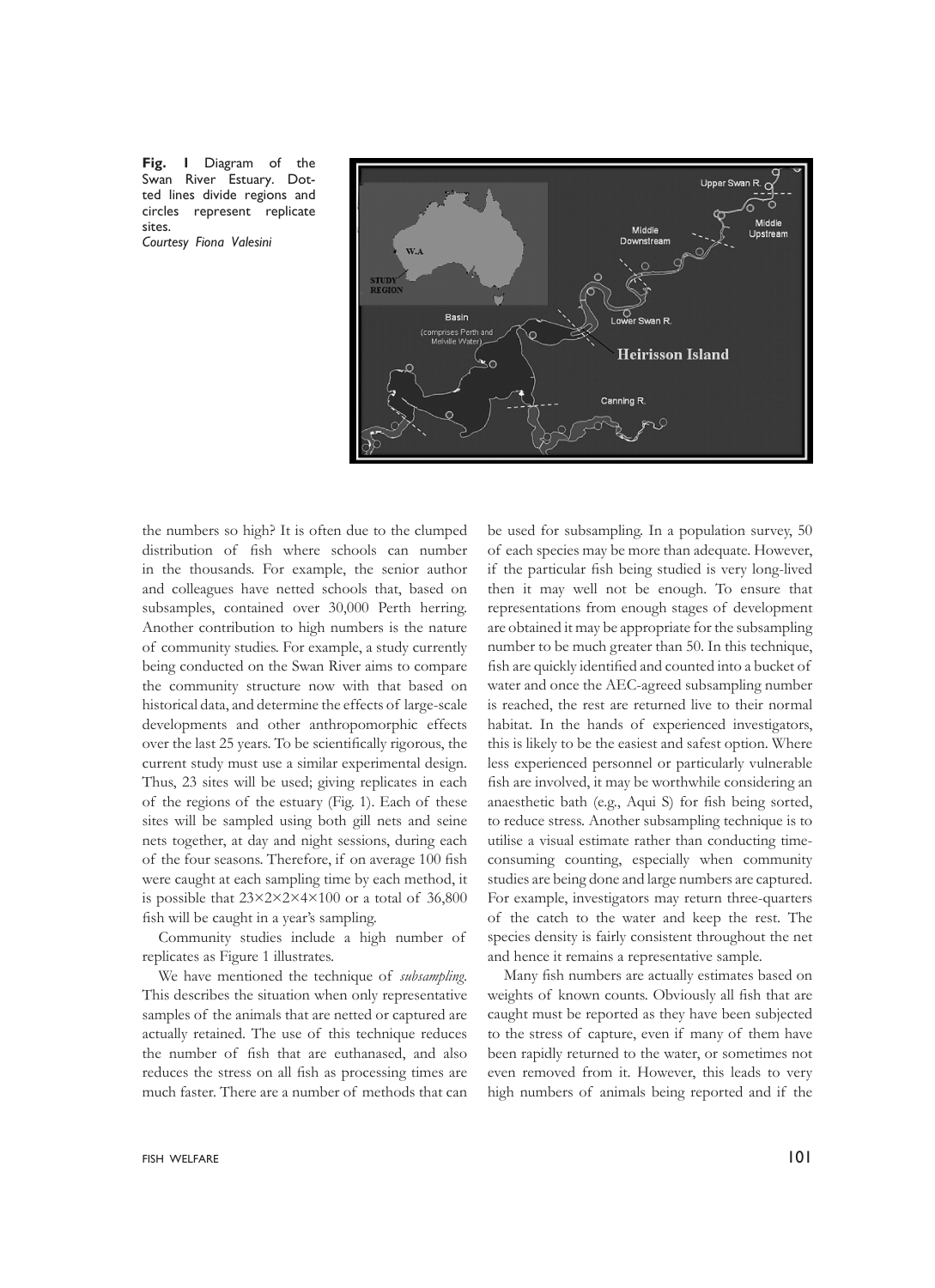**Fig. 1** Diagram of the Swan River Estuary. Dotted lines divide regions and circles represent replicate sites.
*Courtesy Fiona Valesini*

the numbers so high? It is often due to the clumped distribution of fish where schools can number in the thousands. For example, the senior author and colleagues have netted schools that, based on subsamples, contained over 30,000 Perth herring. Another contribution to high numbers is the nature of community studies. For example, a study currently being conducted on the Swan River aims to compare the community structure now with that based on historical data, and determine the effects of large-scale developments and other anthropomorphic effects over the last 25 years. To be scientifically rigorous, the current study must use a similar experimental design. Thus, 23 sites will be used; giving replicates in each of the regions of the estuary (Fig. 1). Each of these sites will be sampled using both gill nets and seine nets together, at day and night sessions, during each of the four seasons. Therefore, if on average 100 fish were caught at each sampling time by each method, it is possible that 23×2×2×4×100 or a total of 36,800 fish will be caught in a year's sampling.

Community studies include a high number of replicates as Figure 1 illustrates.

We have mentioned the technique of *subsampling*. This describes the situation when only representative samples of the animals that are netted or captured are actually retained. The use of this technique reduces the number of fish that are euthanased, and also reduces the stress on all fish as processing times are much faster. There are a number of methods that can be used for subsampling. In a population survey, 50 of each species may be more than adequate. However, if the particular fish being studied is very long-lived then it may well not be enough. To ensure that representations from enough stages of development are obtained it may be appropriate for the subsampling number to be much greater than 50. In this technique, fish are quickly identified and counted into a bucket of water and once the AEC-agreed subsampling number is reached, the rest are returned live to their normal habitat. In the hands of experienced investigators, this is likely to be the easiest and safest option. Where less experienced personnel or particularly vulnerable fish are involved, it may be worthwhile considering an anaesthetic bath (e.g., Aqui S) for fish being sorted, to reduce stress. Another subsampling technique is to utilise a visual estimate rather than conducting time-consuming counting, especially when community studies are being done and large numbers are captured. For example, investigators may return three-quarters of the catch to the water and keep the rest. The species density is fairly consistent throughout the net and hence it remains a representative sample.

Many fish numbers are actually estimates based on weights of known counts. Obviously all fish that are caught must be reported as they have been subjected to the stress of capture, even if many of them have been rapidly returned to the water, or sometimes not even removed from it. However, this leads to very high numbers of animals being reported and if the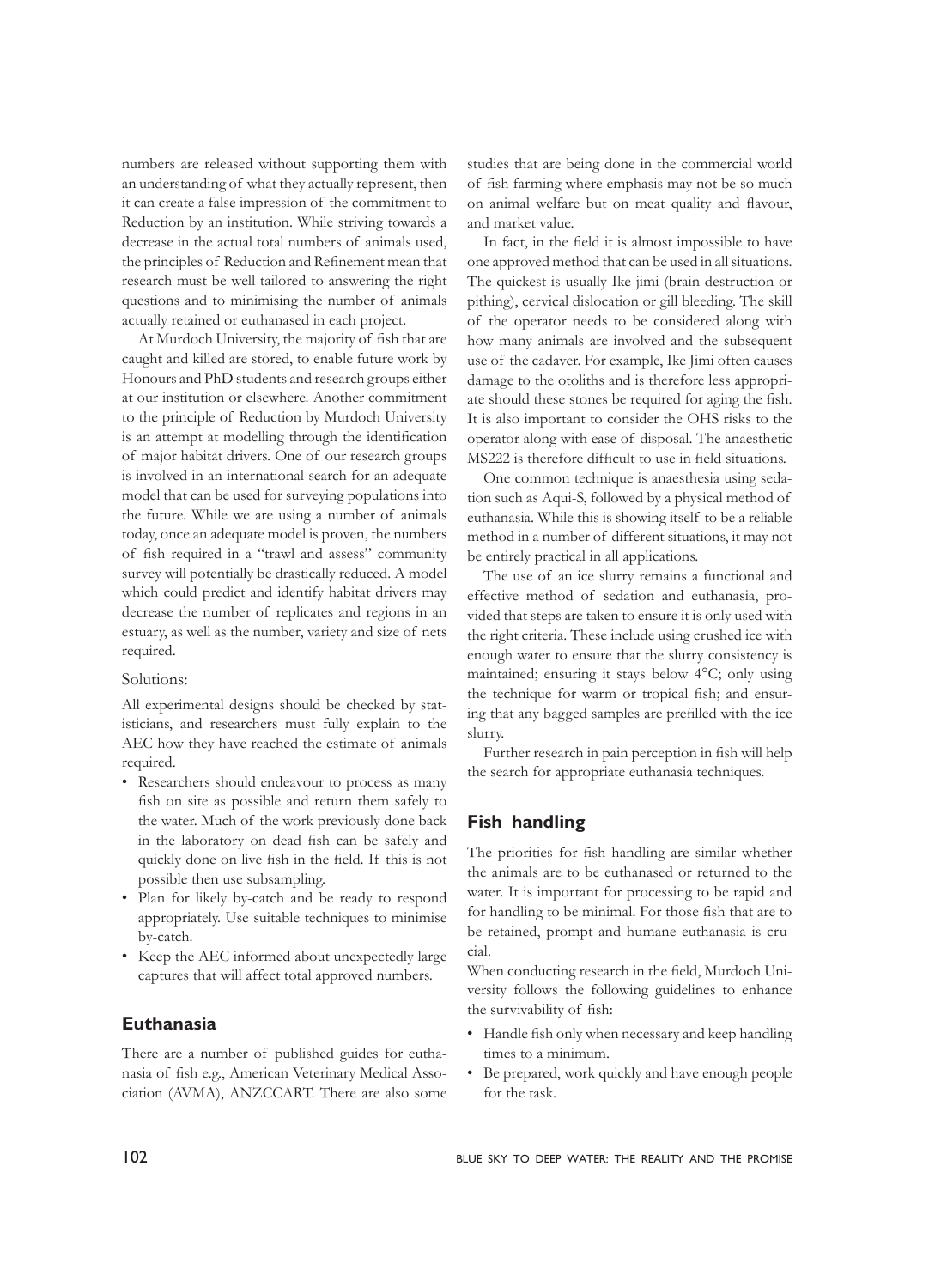numbers are released without supporting them with an understanding of what they actually represent, then it can create a false impression of the commitment to Reduction by an institution. While striving towards a decrease in the actual total numbers of animals used, the principles of Reduction and Refinement mean that research must be well tailored to answering the right questions and to minimising the number of animals actually retained or euthanased in each project.

At Murdoch University, the majority of fish that are caught and killed are stored, to enable future work by Honours and PhD students and research groups either at our institution or elsewhere. Another commitment to the principle of Reduction by Murdoch University is an attempt at modelling through the identification of major habitat drivers. One of our research groups is involved in an international search for an adequate model that can be used for surveying populations into the future. While we are using a number of animals today, once an adequate model is proven, the numbers of fish required in a "trawl and assess" community survey will potentially be drastically reduced. A model which could predict and identify habitat drivers may decrease the number of replicates and regions in an estuary, as well as the number, variety and size of nets required.

Solutions:

All experimental designs should be checked by statisticians, and researchers must fully explain to the AEC how they have reached the estimate of animals required.

- Researchers should endeavour to process as many fish on site as possible and return them safely to the water. Much of the work previously done back in the laboratory on dead fish can be safely and quickly done on live fish in the field. If this is not possible then use subsampling.
- Plan for likely by-catch and be ready to respond appropriately. Use suitable techniques to minimise by-catch.
- Keep the AEC informed about unexpectedly large captures that will affect total approved numbers.

## Euthanasia

There are a number of published guides for euthanasia of fish e.g., American Veterinary Medical Association (AVMA), ANZCCART. There are also some studies that are being done in the commercial world of fish farming where emphasis may not be so much on animal welfare but on meat quality and flavour, and market value.

In fact, in the field it is almost impossible to have one approved method that can be used in all situations. The quickest is usually Ike-jimi (brain destruction or pithing), cervical dislocation or gill bleeding. The skill of the operator needs to be considered along with how many animals are involved and the subsequent use of the cadaver. For example, Ike Jimi often causes damage to the otoliths and is therefore less appropriate should these stones be required for aging the fish. It is also important to consider the OHS risks to the operator along with ease of disposal. The anaesthetic MS222 is therefore difficult to use in field situations.

One common technique is anaesthesia using sedation such as Aqui-S, followed by a physical method of euthanasia. While this is showing itself to be a reliable method in a number of different situations, it may not be entirely practical in all applications.

The use of an ice slurry remains a functional and effective method of sedation and euthanasia, provided that steps are taken to ensure it is only used with the right criteria. These include using crushed ice with enough water to ensure that the slurry consistency is maintained; ensuring it stays below 4°C; only using the technique for warm or tropical fish; and ensuring that any bagged samples are prefilled with the ice slurry.

Further research in pain perception in fish will help the search for appropriate euthanasia techniques.

## Fish handling

The priorities for fish handling are similar whether the animals are to be euthanased or returned to the water. It is important for processing to be rapid and for handling to be minimal. For those fish that are to be retained, prompt and humane euthanasia is crucial.

When conducting research in the field, Murdoch University follows the following guidelines to enhance the survivability of fish:

- Handle fish only when necessary and keep handling times to a minimum.
- Be prepared, work quickly and have enough people for the task.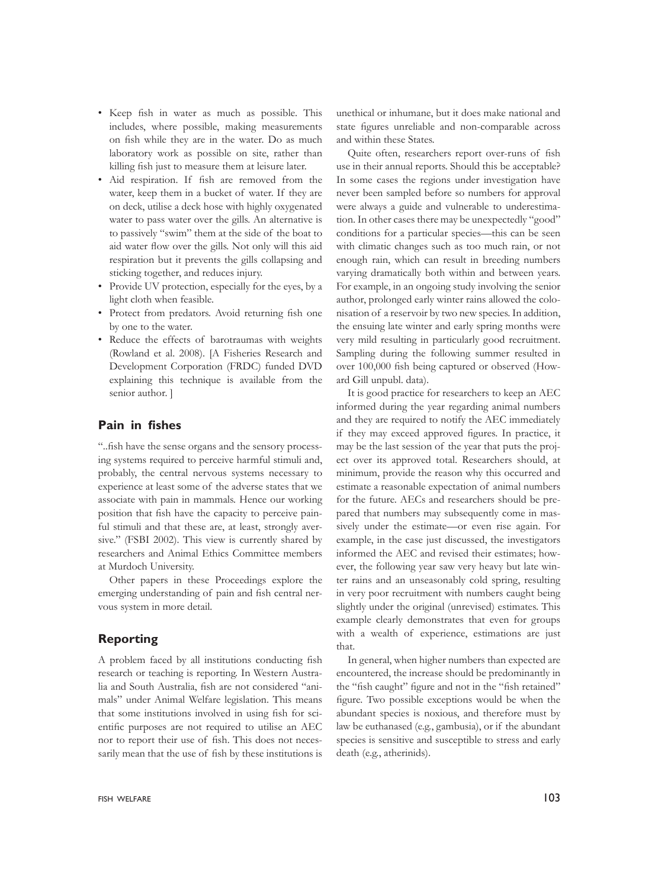- Keep fish in water as much as possible. This includes, where possible, making measurements on fish while they are in the water. Do as much laboratory work as possible on site, rather than killing fish just to measure them at leisure later.
- Aid respiration. If fish are removed from the water, keep them in a bucket of water. If they are on deck, utilise a deck hose with highly oxygenated water to pass water over the gills. An alternative is to passively "swim" them at the side of the boat to aid water flow over the gills. Not only will this aid respiration but it prevents the gills collapsing and sticking together, and reduces injury.
- Provide UV protection, especially for the eyes, by a light cloth when feasible.
- Protect from predators. Avoid returning fish one by one to the water.
- Reduce the effects of barotraumas with weights (Rowland et al. 2008). [A Fisheries Research and Development Corporation (FRDC) funded DVD explaining this technique is available from the senior author. ]

## Pain in fishes

"..fish have the sense organs and the sensory processing systems required to perceive harmful stimuli and, probably, the central nervous systems necessary to experience at least some of the adverse states that we associate with pain in mammals. Hence our working position that fish have the capacity to perceive painful stimuli and that these are, at least, strongly aversive." (FSBI 2002). This view is currently shared by researchers and Animal Ethics Committee members at Murdoch University.

Other papers in these Proceedings explore the emerging understanding of pain and fish central nervous system in more detail.

## Reporting

A problem faced by all institutions conducting fish research or teaching is reporting. In Western Australia and South Australia, fish are not considered "animals" under Animal Welfare legislation. This means that some institutions involved in using fish for scientific purposes are not required to utilise an AEC nor to report their use of fish. This does not necessarily mean that the use of fish by these institutions is unethical or inhumane, but it does make national and state figures unreliable and non-comparable across and within these States.

Quite often, researchers report over-runs of fish use in their annual reports. Should this be acceptable? In some cases the regions under investigation have never been sampled before so numbers for approval were always a guide and vulnerable to underestimation. In other cases there may be unexpectedly "good" conditions for a particular species—this can be seen with climatic changes such as too much rain, or not enough rain, which can result in breeding numbers varying dramatically both within and between years. For example, in an ongoing study involving the senior author, prolonged early winter rains allowed the colonisation of a reservoir by two new species. In addition, the ensuing late winter and early spring months were very mild resulting in particularly good recruitment. Sampling during the following summer resulted in over 100,000 fish being captured or observed (Howard Gill unpubl. data).

It is good practice for researchers to keep an AEC informed during the year regarding animal numbers and they are required to notify the AEC immediately if they may exceed approved figures. In practice, it may be the last session of the year that puts the project over its approved total. Researchers should, at minimum, provide the reason why this occurred and estimate a reasonable expectation of animal numbers for the future. AECs and researchers should be prepared that numbers may subsequently come in massively under the estimate—or even rise again. For example, in the case just discussed, the investigators informed the AEC and revised their estimates; however, the following year saw very heavy but late winter rains and an unseasonably cold spring, resulting in very poor recruitment with numbers caught being slightly under the original (unrevised) estimates. This example clearly demonstrates that even for groups with a wealth of experience, estimations are just that.

In general, when higher numbers than expected are encountered, the increase should be predominantly in the "fish caught" figure and not in the "fish retained" figure. Two possible exceptions would be when the abundant species is noxious, and therefore must by law be euthanased (e.g., gambusia), or if the abundant species is sensitive and susceptible to stress and early death (e.g., atherinids).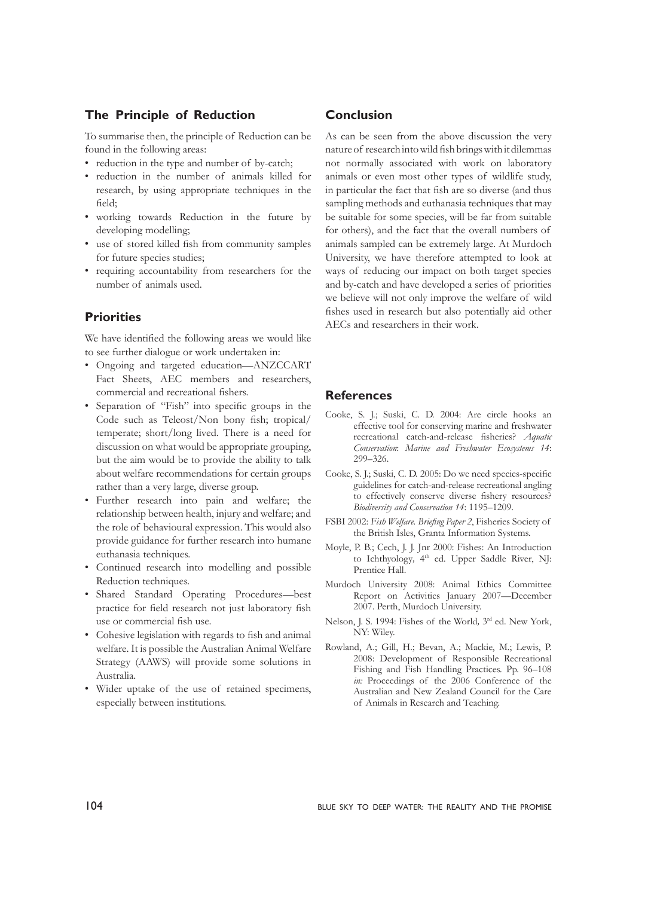## The Principle of Reduction

To summarise then, the principle of Reduction can be found in the following areas:

- reduction in the type and number of by-catch;
- reduction in the number of animals killed for research, by using appropriate techniques in the field;
- working towards Reduction in the future by developing modelling;
- use of stored killed fish from community samples for future species studies;
- requiring accountability from researchers for the number of animals used.

## Priorities

We have identified the following areas we would like to see further dialogue or work undertaken in:

- Ongoing and targeted education—ANZCCART Fact Sheets, AEC members and researchers, commercial and recreational fishers.
- Separation of "Fish" into specific groups in the Code such as Teleost/Non bony fish; tropical/temperate; short/long lived. There is a need for discussion on what would be appropriate grouping, but the aim would be to provide the ability to talk about welfare recommendations for certain groups rather than a very large, diverse group.
- Further research into pain and welfare; the relationship between health, injury and welfare; and the role of behavioural expression. This would also provide guidance for further research into humane euthanasia techniques.
- Continued research into modelling and possible Reduction techniques.
- Shared Standard Operating Procedures—best practice for field research not just laboratory fish use or commercial fish use.
- Cohesive legislation with regards to fish and animal welfare. It is possible the Australian Animal Welfare Strategy (AAWS) will provide some solutions in Australia.
- Wider uptake of the use of retained specimens, especially between institutions.

## Conclusion

As can be seen from the above discussion the very nature of research into wild fish brings with it dilemmas not normally associated with work on laboratory animals or even most other types of wildlife study, in particular the fact that fish are so diverse (and thus sampling methods and euthanasia techniques that may be suitable for some species, will be far from suitable for others), and the fact that the overall numbers of animals sampled can be extremely large. At Murdoch University, we have therefore attempted to look at ways of reducing our impact on both target species and by-catch and have developed a series of priorities we believe will not only improve the welfare of wild fishes used in research but also potentially aid other AECs and researchers in their work.

## References

Cooke, S. J.; Suski, C. D. 2004: Are circle hooks an effective tool for conserving marine and freshwater recreational catch-and-release fisheries? *Aquatic Conservation: Marine and Freshwater Ecosystems 14*: 299–326.

Cooke, S. J.; Suski, C. D. 2005: Do we need species-specific guidelines for catch-and-release recreational angling to effectively conserve diverse fishery resources? *Biodiversity and Conservation 14*: 1195–1209.

FSBI 2002: *Fish Welfare. Briefing Paper 2*, Fisheries Society of the British Isles, Granta Information Systems.

Moyle, P. B.; Cech, J. J. Jnr 2000: Fishes: An Introduction to Ichthyology, 4th ed. Upper Saddle River, NJ: Prentice Hall.

Murdoch University 2008: Animal Ethics Committee Report on Activities January 2007—December 2007. Perth, Murdoch University.

Nelson, J. S. 1994: Fishes of the World, 3rd ed. New York, NY: Wiley.

Rowland, A.; Gill, H.; Bevan, A.; Mackie, M.; Lewis, P. 2008: Development of Responsible Recreational Fishing and Fish Handling Practices. Pp. 96–108 *in:* Proceedings of the 2006 Conference of the Australian and New Zealand Council for the Care of Animals in Research and Teaching.